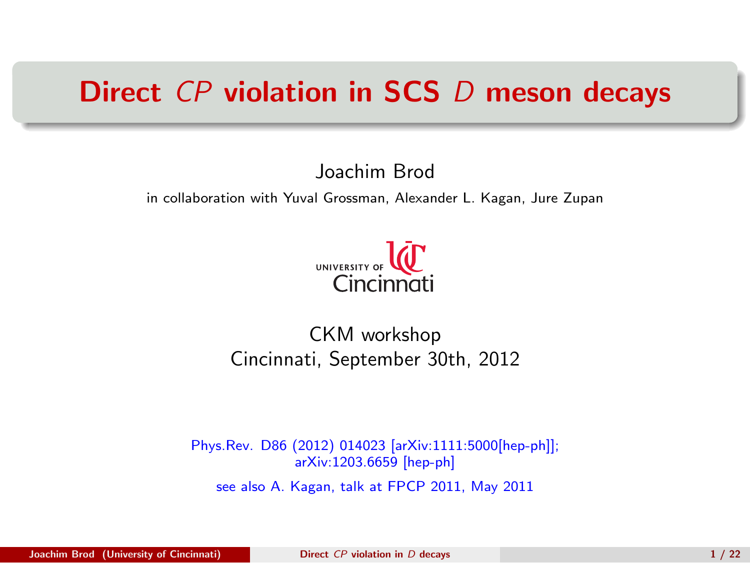# Direct $CP$ violation in SCS $D$ meson decays

Joachim Brod

in collaboration with Yuval Grossman, Alexander L. Kagan, Jure Zupan

UNIVERSITY OF Cincinnati

CKM workshop
Cincinnati, September 30th, 2012

Phys.Rev. D86 (2012) 014023 [arXiv:1111:5000[hep-ph]];
arXiv:1203.6659 [hep-ph]

see also A. Kagan, talk at FPCP 2011, May 2011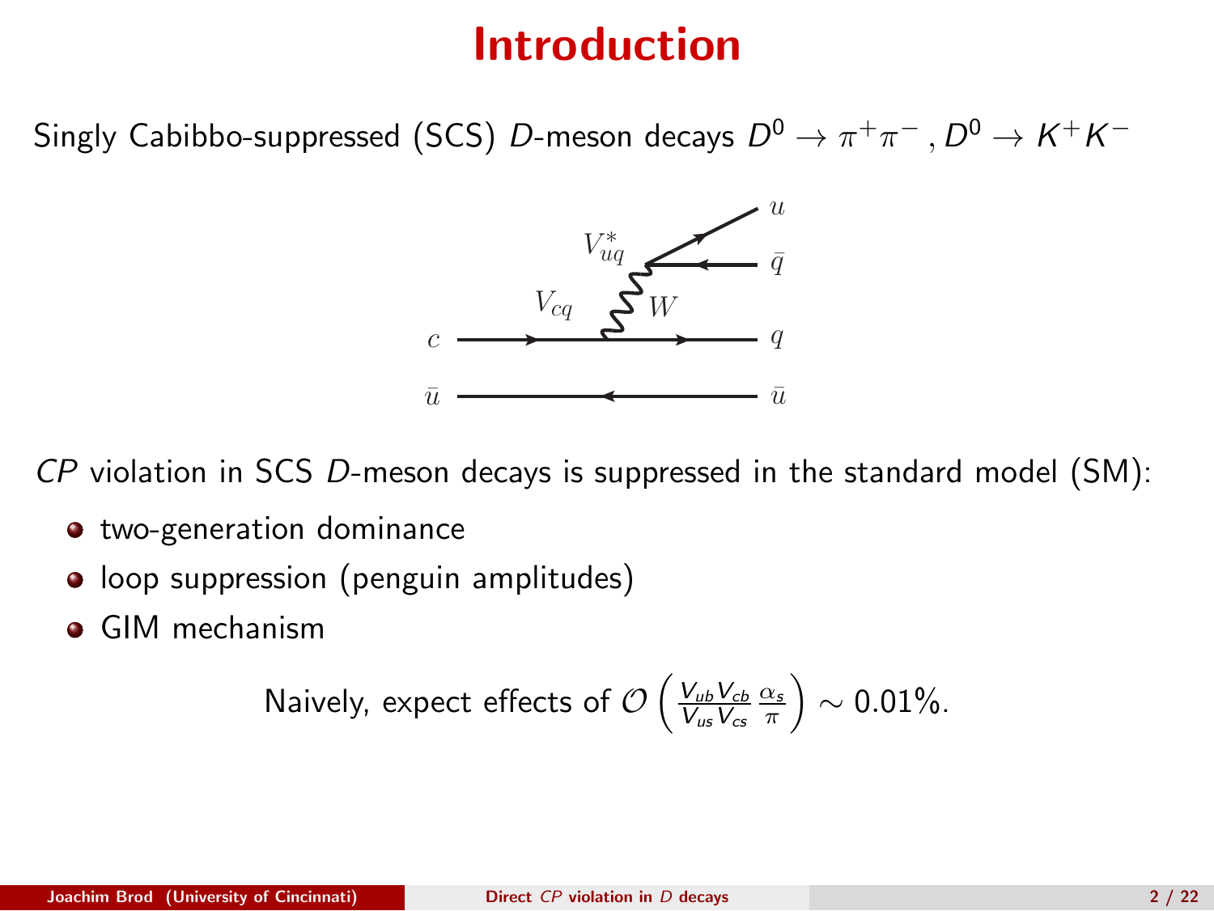# Introduction

Singly Cabibbo-suppressed (SCS) $D$-meson decays $D^0 \to \pi^+\pi^-$, $D^0 \to K^+K^-$

*CP* violation in SCS $D$-meson decays is suppressed in the standard model (SM):

- two-generation dominance
- loop suppression (penguin amplitudes)
- GIM mechanism

Naively, expect effects of $\mathcal{O}\left(\frac{V_{ub}V_{cb}}{V_{us}V_{cs}}\frac{\alpha_s}{\pi}\right) \sim 0.01\%$.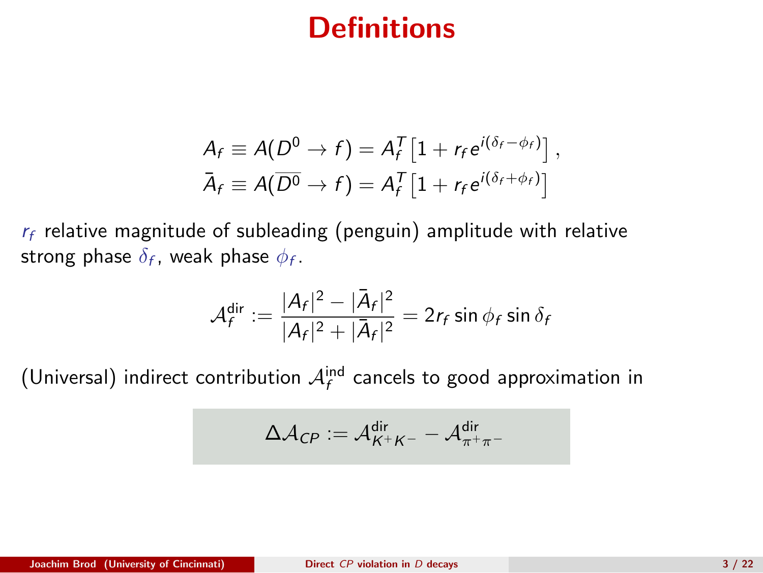# Definitions

$$A_f \equiv A(D^0 \to f) = A_f^T \left[1 + r_f e^{i(\delta_f - \phi_f)}\right],$$
$$\bar{A}_f \equiv A(\overline{D^0} \to f) = A_f^T \left[1 + r_f e^{i(\delta_f + \phi_f)}\right]$$

$r_f$ relative magnitude of subleading (penguin) amplitude with relative strong phase $\delta_f$, weak phase $\phi_f$.

$$\mathcal{A}_f^{\text{dir}} := \frac{|A_f|^2 - |\bar{A}_f|^2}{|A_f|^2 + |\bar{A}_f|^2} = 2 r_f \sin\phi_f \sin\delta_f$$

(Universal) indirect contribution $\mathcal{A}_f^{\text{ind}}$ cancels to good approximation in

$$\Delta\mathcal{A}_{CP} := \mathcal{A}_{K^+K^-}^{\text{dir}} - \mathcal{A}_{\pi^+\pi^-}^{\text{dir}}$$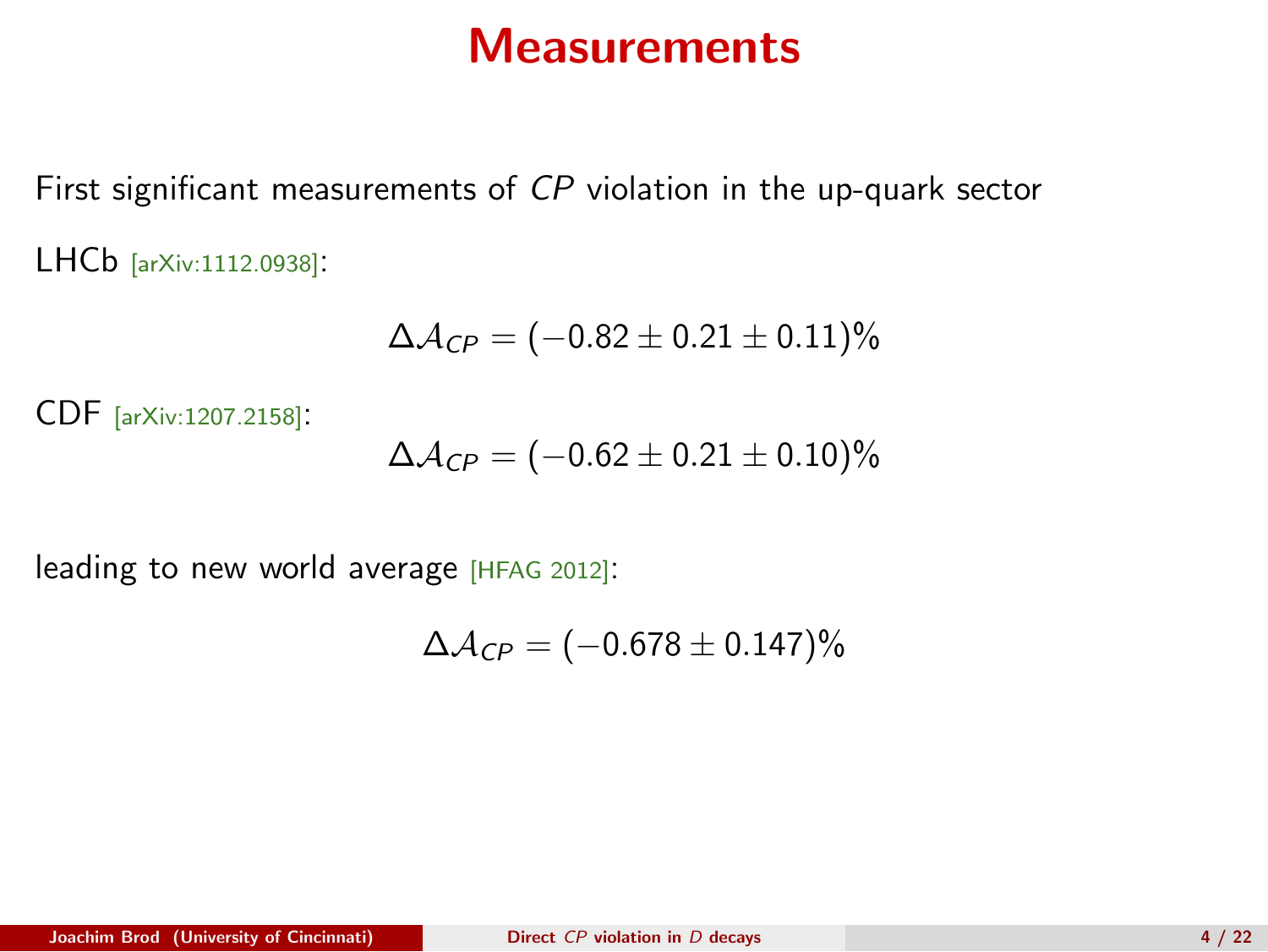# Measurements

First significant measurements of $CP$ violation in the up-quark sector

LHCb [arXiv:1112.0938]:

$$\Delta\mathcal{A}_{CP} = (-0.82 \pm 0.21 \pm 0.11)\%$$

CDF [arXiv:1207.2158]:

$$\Delta\mathcal{A}_{CP} = (-0.62 \pm 0.21 \pm 0.10)\%$$

leading to new world average [HFAG 2012]:

$$\Delta\mathcal{A}_{CP} = (-0.678 \pm 0.147)\%$$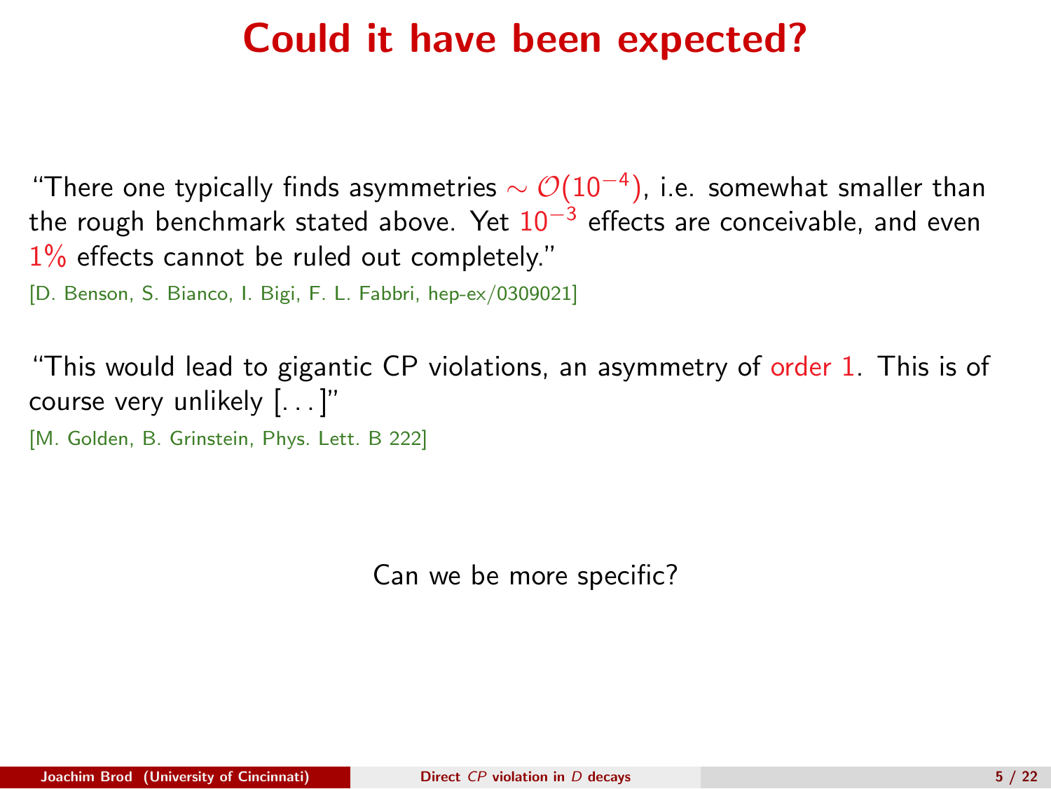# Could it have been expected?

"There one typically finds asymmetries $\sim \mathcal{O}(10^{-4})$, i.e. somewhat smaller than the rough benchmark stated above. Yet $10^{-3}$ effects are conceivable, and even $1\%$ effects cannot be ruled out completely."

[D. Benson, S. Bianco, I. Bigi, F. L. Fabbri, hep-ex/0309021]

"This would lead to gigantic CP violations, an asymmetry of order 1. This is of course very unlikely [...]"

[M. Golden, B. Grinstein, Phys. Lett. B 222]

Can we be more specific?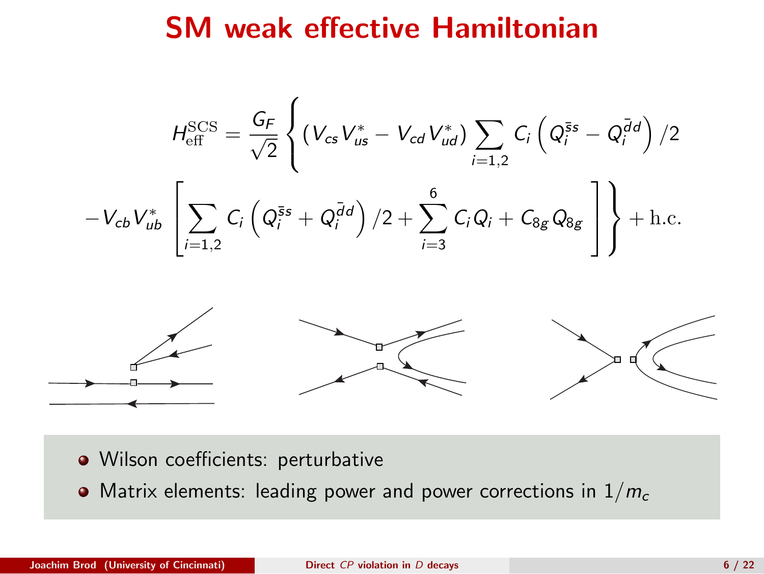# SM weak effective Hamiltonian

$$H_{\rm eff}^{\rm SCS} = \frac{G_F}{\sqrt{2}} \Bigg\{ (V_{cs} V_{us}^* - V_{cd} V_{ud}^*) \sum_{i=1,2} C_i \left( Q_i^{\bar{s}s} - Q_i^{\bar{d}d} \right) /2$$

$$- V_{cb} V_{ub}^* \left[ \sum_{i=1,2} C_i \left( Q_i^{\bar{s}s} + Q_i^{\bar{d}d} \right) /2 + \sum_{i=3}^{6} C_i Q_i + C_{8g} Q_{8g} \right] \Bigg\} + \text{h.c.}$$

- Wilson coefficients: perturbative
- Matrix elements: leading power and power corrections in $1/m_c$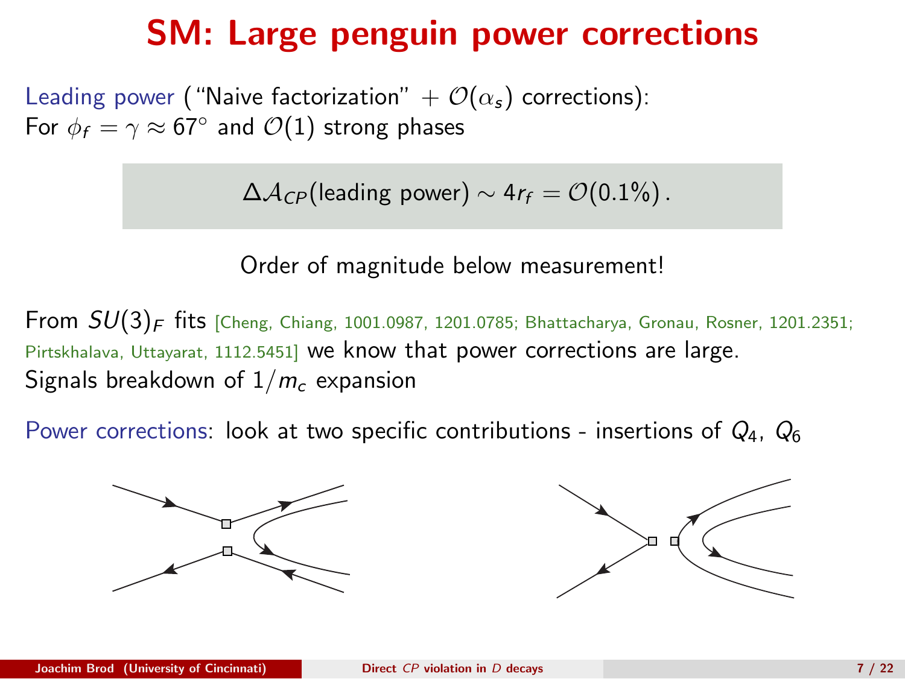# SM: Large penguin power corrections

Leading power ("Naive factorization" + $\mathcal{O}(\alpha_s)$ corrections):
For $\phi_f = \gamma \approx 67^\circ$ and $\mathcal{O}(1)$ strong phases

$$\Delta \mathcal{A}_{CP}(\text{leading power}) \sim 4 r_f = \mathcal{O}(0.1\%)\,.$$

Order of magnitude below measurement!

From $SU(3)_F$ fits [Cheng, Chiang, 1001.0987, 1201.0785; Bhattacharya, Gronau, Rosner, 1201.2351; Pirtskhalava, Uttayarat, 1112.5451] we know that power corrections are large.
Signals breakdown of $1/m_c$ expansion

Power corrections: look at two specific contributions - insertions of $Q_4$, $Q_6$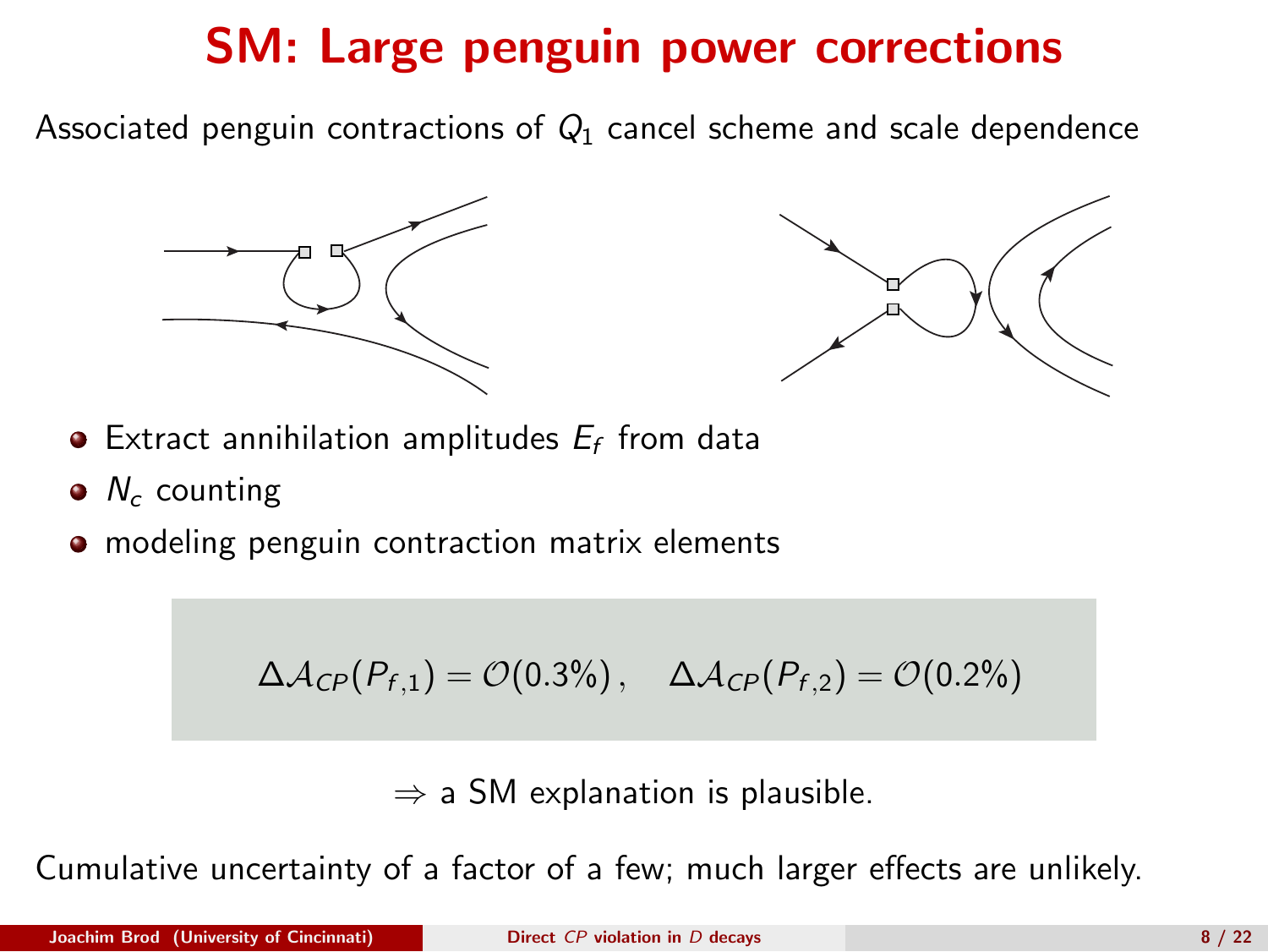# SM: Large penguin power corrections

Associated penguin contractions of $Q_1$ cancel scheme and scale dependence

- Extract annihilation amplitudes $E_f$ from data
- $N_c$ counting
- modeling penguin contraction matrix elements

$$\Delta\mathcal{A}_{CP}(P_{f,1}) = \mathcal{O}(0.3\%)\,, \quad \Delta\mathcal{A}_{CP}(P_{f,2}) = \mathcal{O}(0.2\%)$$

$\Rightarrow$ a SM explanation is plausible.

Cumulative uncertainty of a factor of a few; much larger effects are unlikely.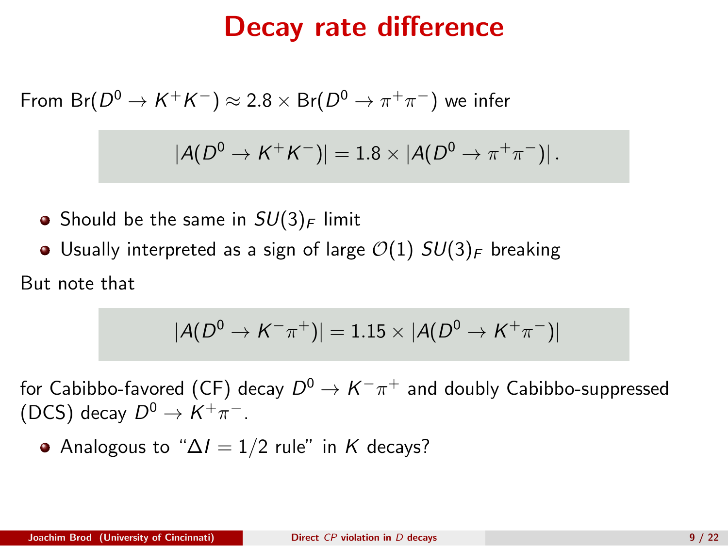# Decay rate difference

From $\text{Br}(D^0 \to K^+K^-) \approx 2.8 \times \text{Br}(D^0 \to \pi^+\pi^-)$ we infer

$$|A(D^0 \to K^+K^-)| = 1.8 \times |A(D^0 \to \pi^+\pi^-)| \, .$$

- Should be the same in $SU(3)_F$ limit
- Usually interpreted as a sign of large $\mathcal{O}(1)$ $SU(3)_F$ breaking

But note that

$$|A(D^0 \to K^-\pi^+)| = 1.15 \times |A(D^0 \to K^+\pi^-)|$$

for Cabibbo-favored (CF) decay $D^0 \to K^-\pi^+$ and doubly Cabibbo-suppressed (DCS) decay $D^0 \to K^+\pi^-$.

- Analogous to "$\Delta I = 1/2$ rule" in $K$ decays?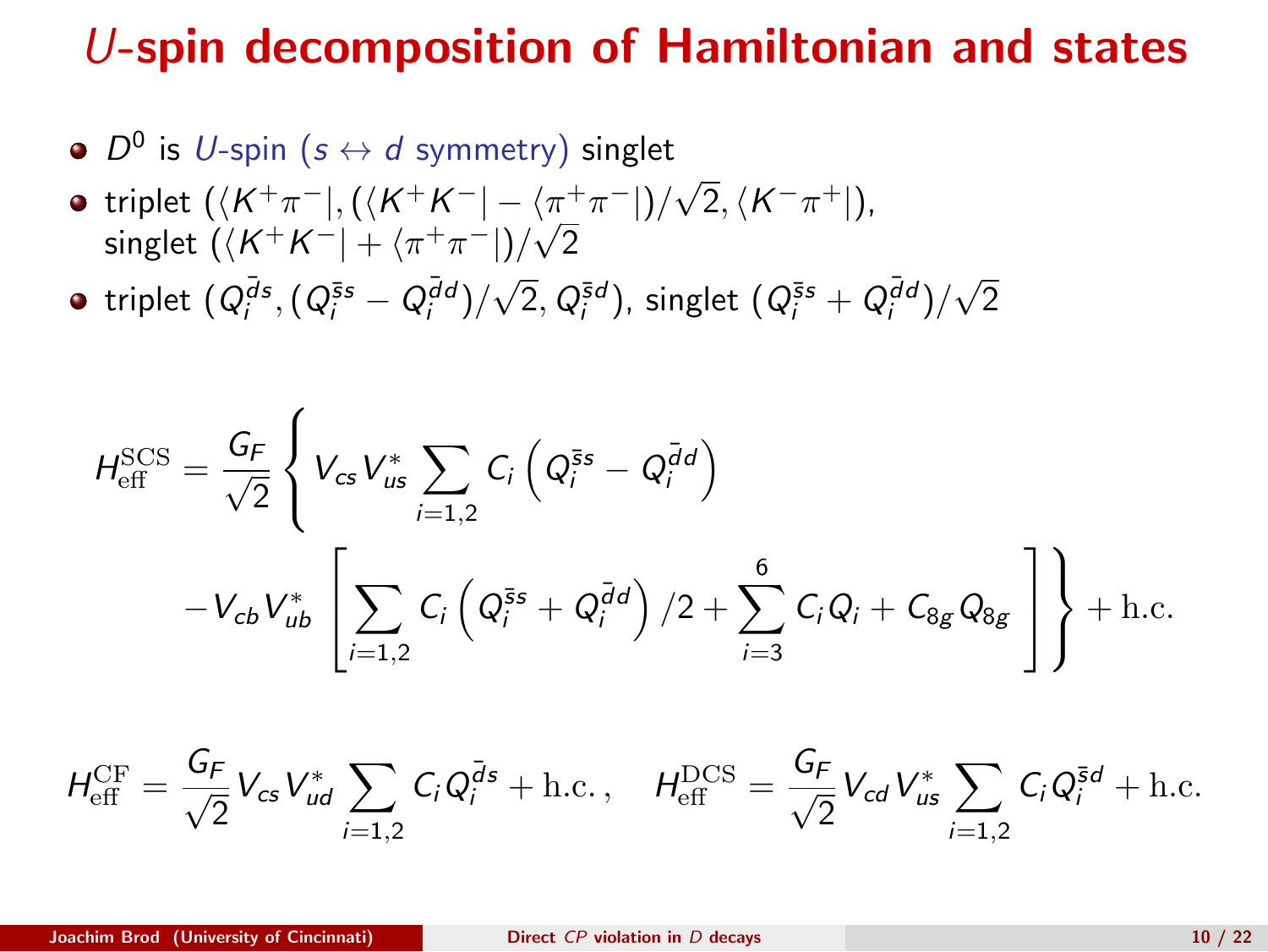# $U$-spin decomposition of Hamiltonian and states

- $D^0$ is $U$-spin ($s \leftrightarrow d$ symmetry) singlet
- triplet $(\langle K^+\pi^-|, (\langle K^+K^-| - \langle \pi^+\pi^-|)/\sqrt{2}, \langle K^-\pi^+|)$, singlet $(\langle K^+K^-| + \langle \pi^+\pi^-|)/\sqrt{2}$
- triplet $(Q_i^{\bar{d}s}, (Q_i^{\bar{s}s} - Q_i^{\bar{d}d})/\sqrt{2}, Q_i^{\bar{s}d})$, singlet $(Q_i^{\bar{s}s} + Q_i^{\bar{d}d})/\sqrt{2}$

$$
H_{\text{eff}}^{\text{SCS}} = \frac{G_F}{\sqrt{2}} \Bigg\{ V_{cs}V_{us}^* \sum_{i=1,2} C_i \left( Q_i^{\bar{s}s} - Q_i^{\bar{d}d} \right) - V_{cb}V_{ub}^* \left[ \sum_{i=1,2} C_i \left( Q_i^{\bar{s}s} + Q_i^{\bar{d}d} \right)/2 + \sum_{i=3}^{6} C_i Q_i + C_{8g} Q_{8g} \right] \Bigg\} + \text{h.c.}
$$

$$
H_{\text{eff}}^{\text{CF}} = \frac{G_F}{\sqrt{2}} V_{cs}V_{ud}^* \sum_{i=1,2} C_i Q_i^{\bar{d}s} + \text{h.c.}\,, \quad H_{\text{eff}}^{\text{DCS}} = \frac{G_F}{\sqrt{2}} V_{cd}V_{us}^* \sum_{i=1,2} C_i Q_i^{\bar{s}d} + \text{h.c.}
$$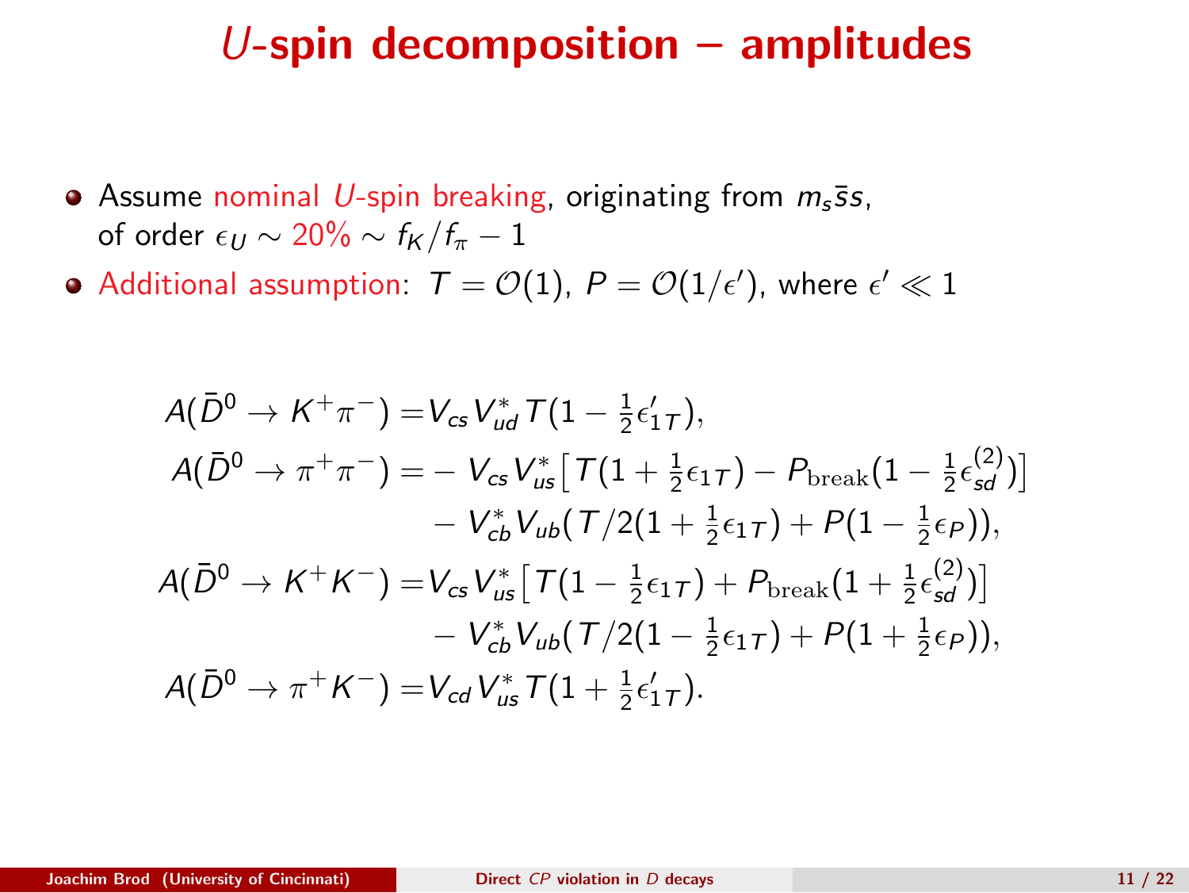# $U$-spin decomposition – amplitudes

- Assume nominal $U$-spin breaking, originating from $m_s\bar{s}s$, of order $\epsilon_U \sim 20\% \sim f_K/f_\pi - 1$
- Additional assumption: $T = \mathcal{O}(1)$, $P = \mathcal{O}(1/\epsilon')$, where $\epsilon' \ll 1$

$$
\begin{aligned}
A(\bar{D}^0 \to K^+\pi^-) =& V_{cs}V_{ud}^* T(1 - \tfrac{1}{2}\epsilon'_{1T}),\\
A(\bar{D}^0 \to \pi^+\pi^-) =& - V_{cs}V_{us}^*\big[T(1 + \tfrac{1}{2}\epsilon_{1T}) - P_{\rm break}(1 - \tfrac{1}{2}\epsilon_{sd}^{(2)})\big]\\
& - V_{cb}^*V_{ub}(T/2(1 + \tfrac{1}{2}\epsilon_{1T}) + P(1 - \tfrac{1}{2}\epsilon_P)),\\
A(\bar{D}^0 \to K^+K^-) =& V_{cs}V_{us}^*\big[T(1 - \tfrac{1}{2}\epsilon_{1T}) + P_{\rm break}(1 + \tfrac{1}{2}\epsilon_{sd}^{(2)})\big]\\
& - V_{cb}^*V_{ub}(T/2(1 - \tfrac{1}{2}\epsilon_{1T}) + P(1 + \tfrac{1}{2}\epsilon_P)),\\
A(\bar{D}^0 \to \pi^+K^-) =& V_{cd}V_{us}^* T(1 + \tfrac{1}{2}\epsilon'_{1T}).
\end{aligned}
$$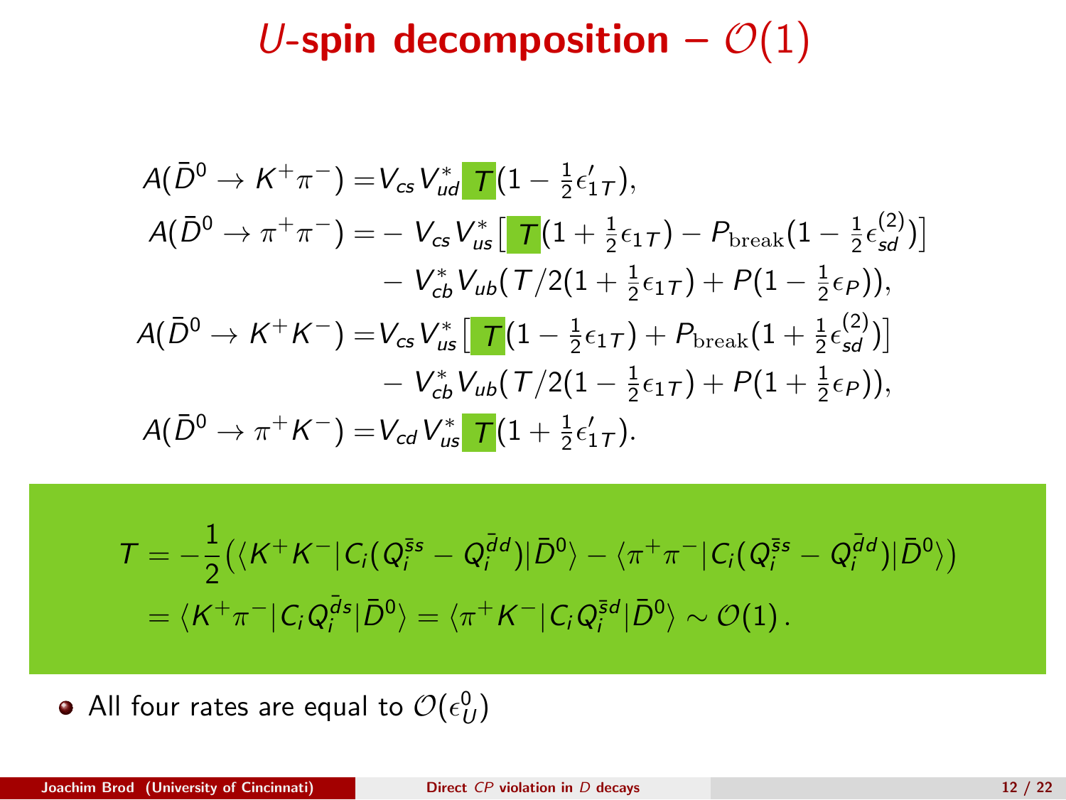# $U$-spin decomposition – $\mathcal{O}(1)$

$$
\begin{aligned}
A(\bar{D}^0 \to K^+\pi^-) =& V_{cs} V_{ud}^* \, T(1 - \tfrac{1}{2}\epsilon_{1T}'), \\
A(\bar{D}^0 \to \pi^+\pi^-) =& - V_{cs} V_{us}^* \big[ \, T(1 + \tfrac{1}{2}\epsilon_{1T}) - P_{\text{break}}(1 - \tfrac{1}{2}\epsilon_{sd}^{(2)}) \big] \\
& - V_{cb}^* V_{ub} (T/2(1 + \tfrac{1}{2}\epsilon_{1T}) + P(1 - \tfrac{1}{2}\epsilon_P)), \\
A(\bar{D}^0 \to K^+K^-) =& V_{cs} V_{us}^* \big[ \, T(1 - \tfrac{1}{2}\epsilon_{1T}) + P_{\text{break}}(1 + \tfrac{1}{2}\epsilon_{sd}^{(2)}) \big] \\
& - V_{cb}^* V_{ub} (T/2(1 - \tfrac{1}{2}\epsilon_{1T}) + P(1 + \tfrac{1}{2}\epsilon_P)), \\
A(\bar{D}^0 \to \pi^+K^-) =& V_{cd} V_{us}^* \, T(1 + \tfrac{1}{2}\epsilon_{1T}').
\end{aligned}
$$

$$
\begin{aligned}
T &= -\frac{1}{2}\big( \langle K^+K^- | C_i (Q_i^{\bar{s}s} - Q_i^{\bar{d}d}) | \bar{D}^0 \rangle - \langle \pi^+\pi^- | C_i (Q_i^{\bar{s}s} - Q_i^{\bar{d}d}) | \bar{D}^0 \rangle \big) \\
&= \langle K^+\pi^- | C_i Q_i^{\bar{d}s} | \bar{D}^0 \rangle = \langle \pi^+K^- | C_i Q_i^{\bar{s}d} | \bar{D}^0 \rangle \sim \mathcal{O}(1) \,.
\end{aligned}
$$

- All four rates are equal to $\mathcal{O}(\epsilon_U^0)$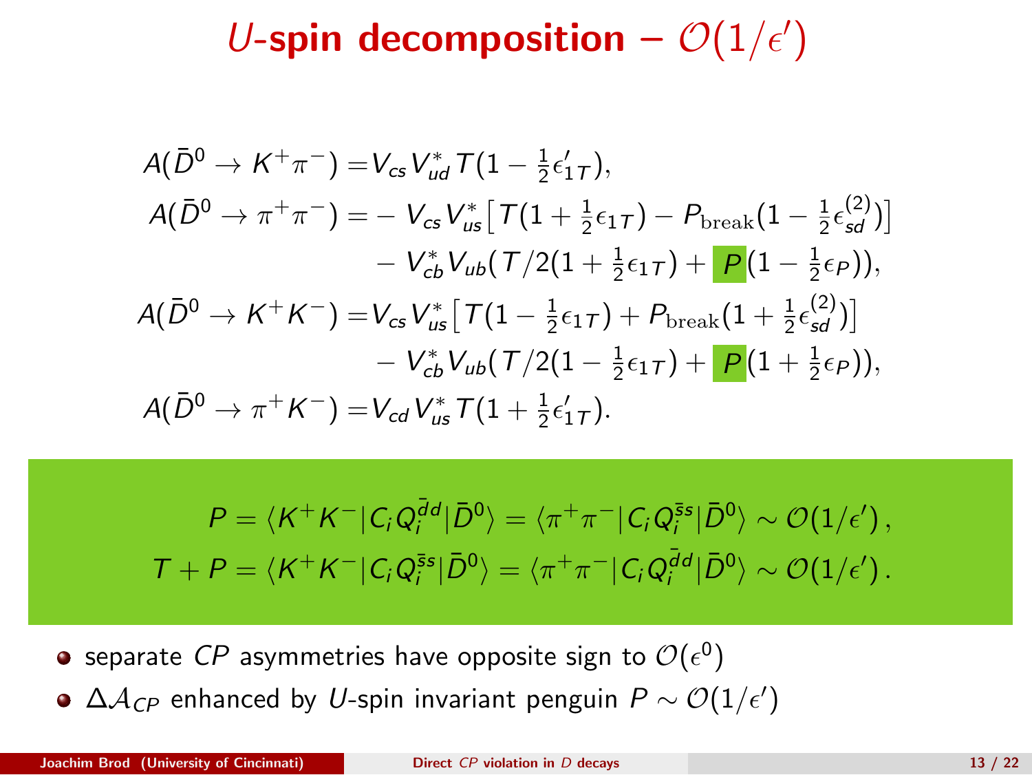# $U$-spin decomposition – $\mathcal{O}(1/\epsilon')$

$$
\begin{aligned}
A(\bar{D}^0 \to K^+\pi^-) =& V_{cs}V_{ud}^* T(1 - \tfrac{1}{2}\epsilon'_{1T}),\\
A(\bar{D}^0 \to \pi^+\pi^-) =& - V_{cs}V_{us}^*\big[T(1 + \tfrac{1}{2}\epsilon_{1T}) - P_{\rm break}(1 - \tfrac{1}{2}\epsilon_{sd}^{(2)})\big]\\
& - V_{cb}^* V_{ub}(T/2(1 + \tfrac{1}{2}\epsilon_{1T}) + P(1 - \tfrac{1}{2}\epsilon_P)),\\
A(\bar{D}^0 \to K^+K^-) =& V_{cs}V_{us}^*\big[T(1 - \tfrac{1}{2}\epsilon_{1T}) + P_{\rm break}(1 + \tfrac{1}{2}\epsilon_{sd}^{(2)})\big]\\
& - V_{cb}^* V_{ub}(T/2(1 - \tfrac{1}{2}\epsilon_{1T}) + P(1 + \tfrac{1}{2}\epsilon_P)),\\
A(\bar{D}^0 \to \pi^+K^-) =& V_{cd}V_{us}^* T(1 + \tfrac{1}{2}\epsilon'_{1T}).
\end{aligned}
$$

$$
\begin{aligned}
P = \langle K^+K^-|C_i Q_i^{\bar{d}d}|\bar{D}^0\rangle = \langle \pi^+\pi^-|C_i Q_i^{\bar{s}s}|\bar{D}^0\rangle \sim \mathcal{O}(1/\epsilon')\,,\\
T + P = \langle K^+K^-|C_i Q_i^{\bar{s}s}|\bar{D}^0\rangle = \langle \pi^+\pi^-|C_i Q_i^{\bar{d}d}|\bar{D}^0\rangle \sim \mathcal{O}(1/\epsilon')\,.
\end{aligned}
$$

- separate $CP$ asymmetries have opposite sign to $\mathcal{O}(\epsilon^0)$
- $\Delta\mathcal{A}_{CP}$ enhanced by $U$-spin invariant penguin $P \sim \mathcal{O}(1/\epsilon')$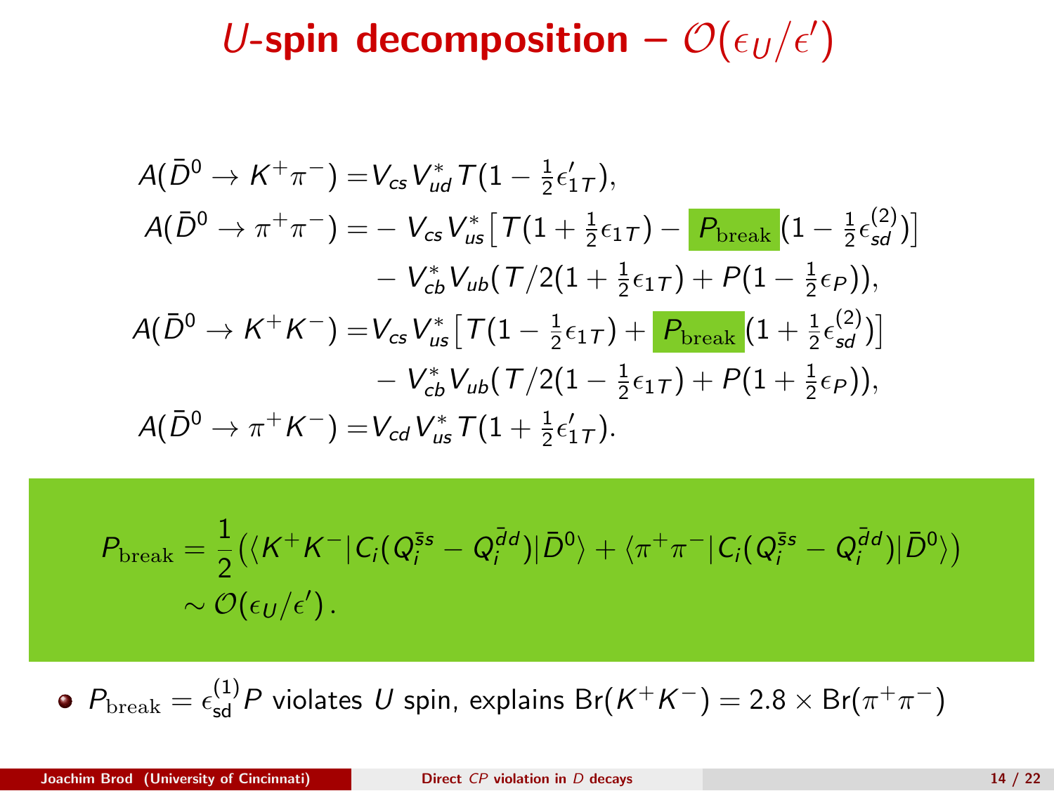# $U$-spin decomposition – $\mathcal{O}(\epsilon_U/\epsilon')$

$$
\begin{aligned}
A(\bar{D}^0 \to K^+\pi^-) =& V_{cs}V_{ud}^* T(1 - \tfrac{1}{2}\epsilon'_{1T}),\\
A(\bar{D}^0 \to \pi^+\pi^-) =& - V_{cs}V_{us}^*\big[T(1 + \tfrac{1}{2}\epsilon_{1T}) - P_{\mathrm{break}}(1 - \tfrac{1}{2}\epsilon_{sd}^{(2)})\big]\\
& - V_{cb}^* V_{ub}(T/2(1 + \tfrac{1}{2}\epsilon_{1T}) + P(1 - \tfrac{1}{2}\epsilon_P)),\\
A(\bar{D}^0 \to K^+K^-) =& V_{cs}V_{us}^*\big[T(1 - \tfrac{1}{2}\epsilon_{1T}) + P_{\mathrm{break}}(1 + \tfrac{1}{2}\epsilon_{sd}^{(2)})\big]\\
& - V_{cb}^* V_{ub}(T/2(1 - \tfrac{1}{2}\epsilon_{1T}) + P(1 + \tfrac{1}{2}\epsilon_P)),\\
A(\bar{D}^0 \to \pi^+K^-) =& V_{cd}V_{us}^* T(1 + \tfrac{1}{2}\epsilon'_{1T}).
\end{aligned}
$$

$$
\begin{aligned}
P_{\mathrm{break}} &= \frac{1}{2}\big(\langle K^+K^-|C_i(Q_i^{\bar{s}s} - Q_i^{\bar{d}d})|\bar{D}^0\rangle + \langle \pi^+\pi^-|C_i(Q_i^{\bar{s}s} - Q_i^{\bar{d}d})|\bar{D}^0\rangle\big)\\
&\sim \mathcal{O}(\epsilon_U/\epsilon')\,.
\end{aligned}
$$

- $P_{\mathrm{break}} = \epsilon_{\mathrm{sd}}^{(1)} P$ violates $U$ spin, explains $\mathrm{Br}(K^+K^-) = 2.8 \times \mathrm{Br}(\pi^+\pi^-)$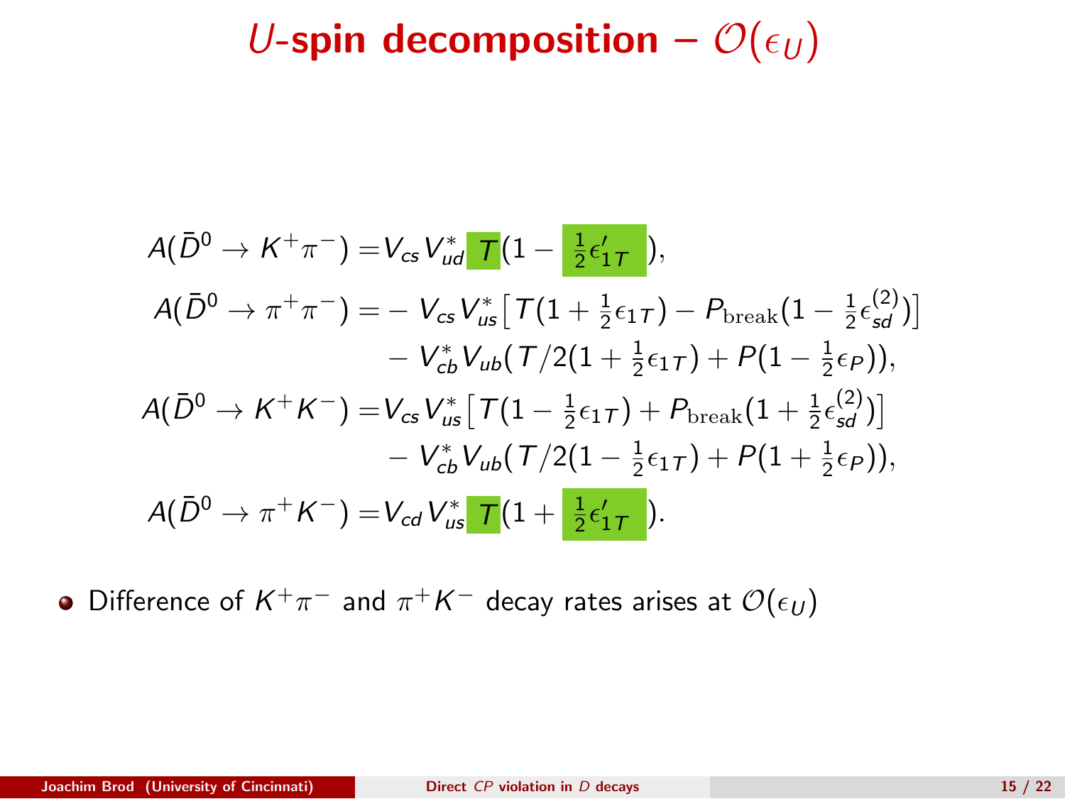# $U$-spin decomposition – $\mathcal{O}(\epsilon_U)$

$$
\begin{aligned}
A(\bar{D}^0 \to K^+\pi^-) =& V_{cs} V_{ud}^* \, T (1 - \tfrac{1}{2}\epsilon'_{1T}),\\
A(\bar{D}^0 \to \pi^+\pi^-) =& - V_{cs} V_{us}^* \big[ T(1 + \tfrac{1}{2}\epsilon_{1T}) - P_{\rm break}(1 - \tfrac{1}{2}\epsilon_{sd}^{(2)}) \big] \\
& - V_{cb}^* V_{ub} (T/2(1 + \tfrac{1}{2}\epsilon_{1T}) + P(1 - \tfrac{1}{2}\epsilon_P)),\\
A(\bar{D}^0 \to K^+K^-) =& V_{cs} V_{us}^* \big[ T(1 - \tfrac{1}{2}\epsilon_{1T}) + P_{\rm break}(1 + \tfrac{1}{2}\epsilon_{sd}^{(2)}) \big] \\
& - V_{cb}^* V_{ub} (T/2(1 - \tfrac{1}{2}\epsilon_{1T}) + P(1 + \tfrac{1}{2}\epsilon_P)),\\
A(\bar{D}^0 \to \pi^+K^-) =& V_{cd} V_{us}^* \, T (1 + \tfrac{1}{2}\epsilon'_{1T}).
\end{aligned}
$$

- Difference of $K^+\pi^-$ and $\pi^+K^-$ decay rates arises at $\mathcal{O}(\epsilon_U)$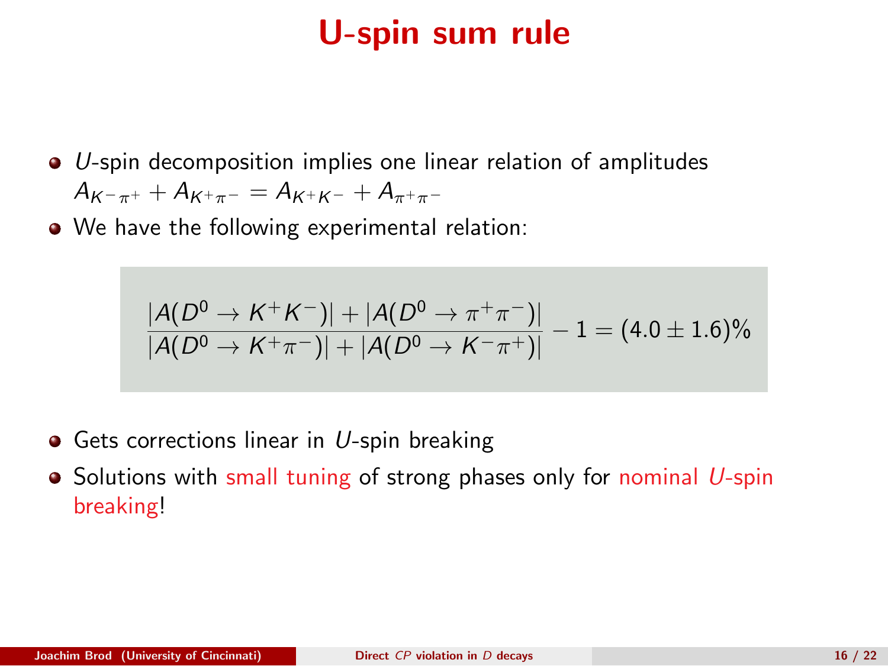# U-spin sum rule

- $U$-spin decomposition implies one linear relation of amplitudes $A_{K^-\pi^+} + A_{K^+\pi^-} = A_{K^+K^-} + A_{\pi^+\pi^-}$
- We have the following experimental relation:

$$\frac{|A(D^0 \to K^+K^-)| + |A(D^0 \to \pi^+\pi^-)|}{|A(D^0 \to K^+\pi^-)| + |A(D^0 \to K^-\pi^+)|} - 1 = (4.0 \pm 1.6)\%$$

- Gets corrections linear in $U$-spin breaking
- Solutions with small tuning of strong phases only for nominal $U$-spin breaking!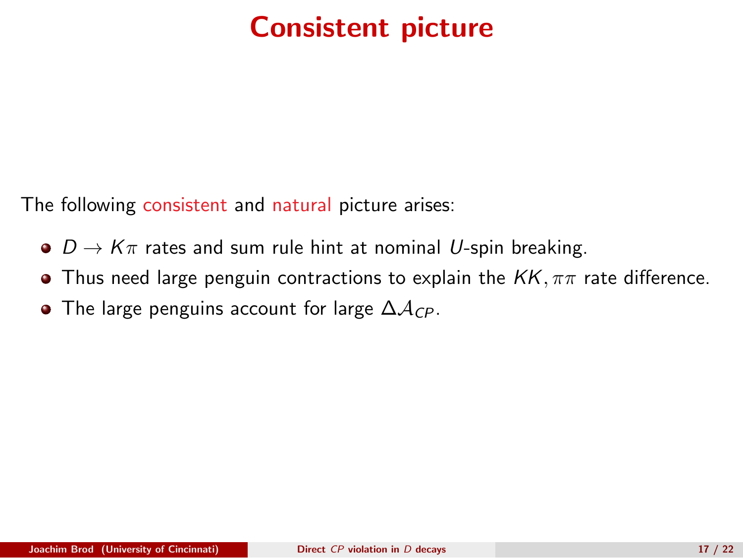# Consistent picture

The following consistent and natural picture arises:

- $D \to K\pi$ rates and sum rule hint at nominal $U$-spin breaking.
- Thus need large penguin contractions to explain the $KK, \pi\pi$ rate difference.
- The large penguins account for large $\Delta\mathcal{A}_{CP}$.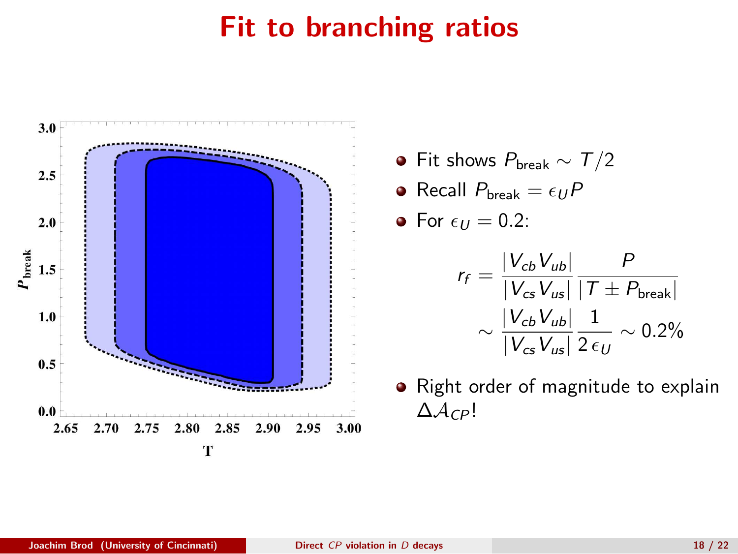# Fit to branching ratios

- Fit shows $P_{\text{break}} \sim T/2$
- Recall $P_{\text{break}} = \epsilon_U P$
- For $\epsilon_U = 0.2$:

$$
\begin{aligned}
r_f &= \frac{|V_{cb} V_{ub}|}{|V_{cs} V_{us}|} \frac{P}{|T \pm P_{\text{break}}|} \\
&\sim \frac{|V_{cb} V_{ub}|}{|V_{cs} V_{us}|} \frac{1}{2\,\epsilon_U} \sim 0.2\%
\end{aligned}
$$

- Right order of magnitude to explain $\Delta \mathcal{A}_{CP}$!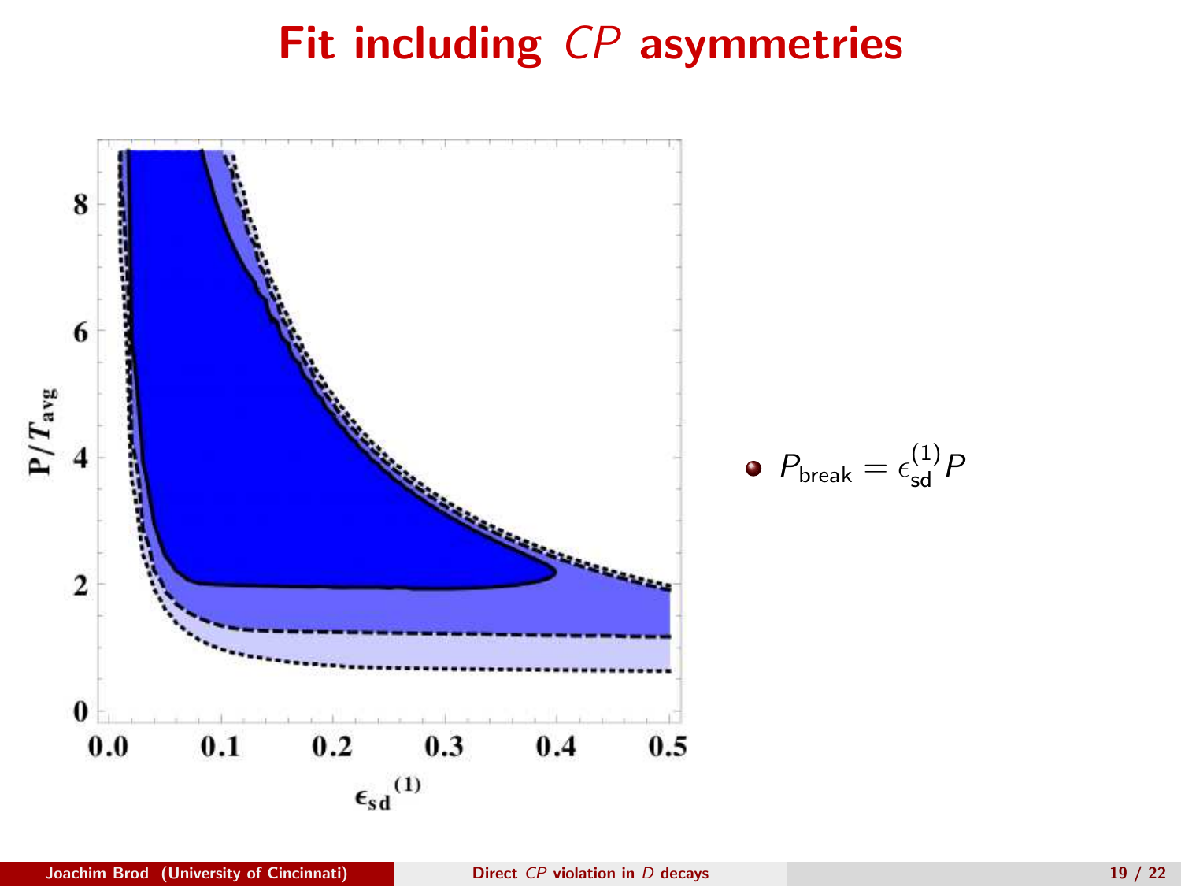# Fit including $CP$ asymmetries

- $P_{\text{break}} = \epsilon_{\text{sd}}^{(1)} P$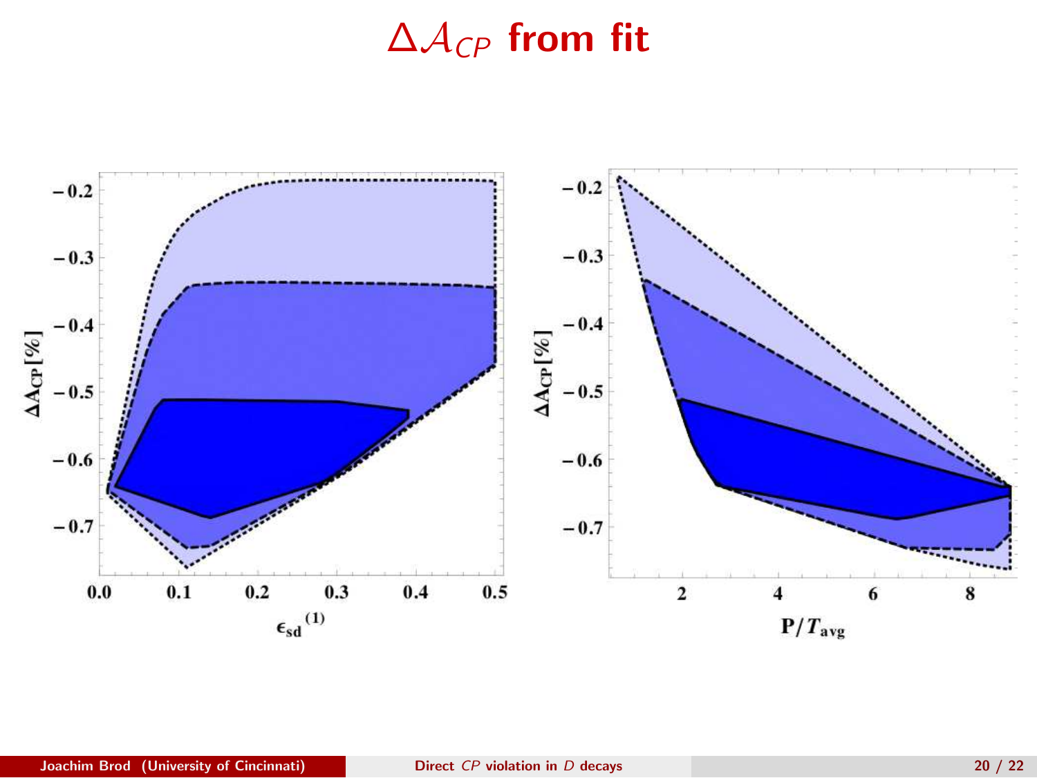# $\Delta\mathcal{A}_{CP}$ from fit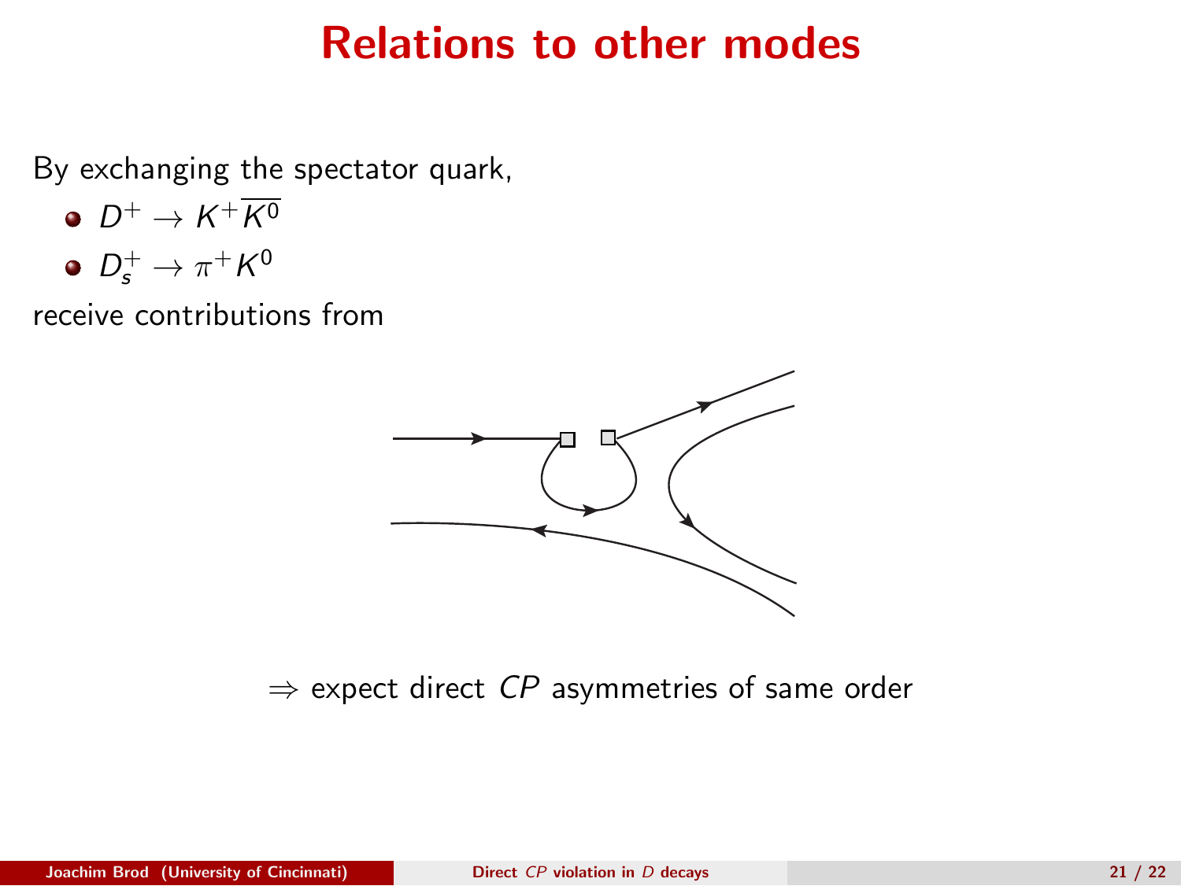# Relations to other modes

By exchanging the spectator quark,

- $D^+ \to K^+ \overline{K^0}$
- $D_s^+ \to \pi^+ K^0$

receive contributions from

$\Rightarrow$ expect direct $CP$ asymmetries of same order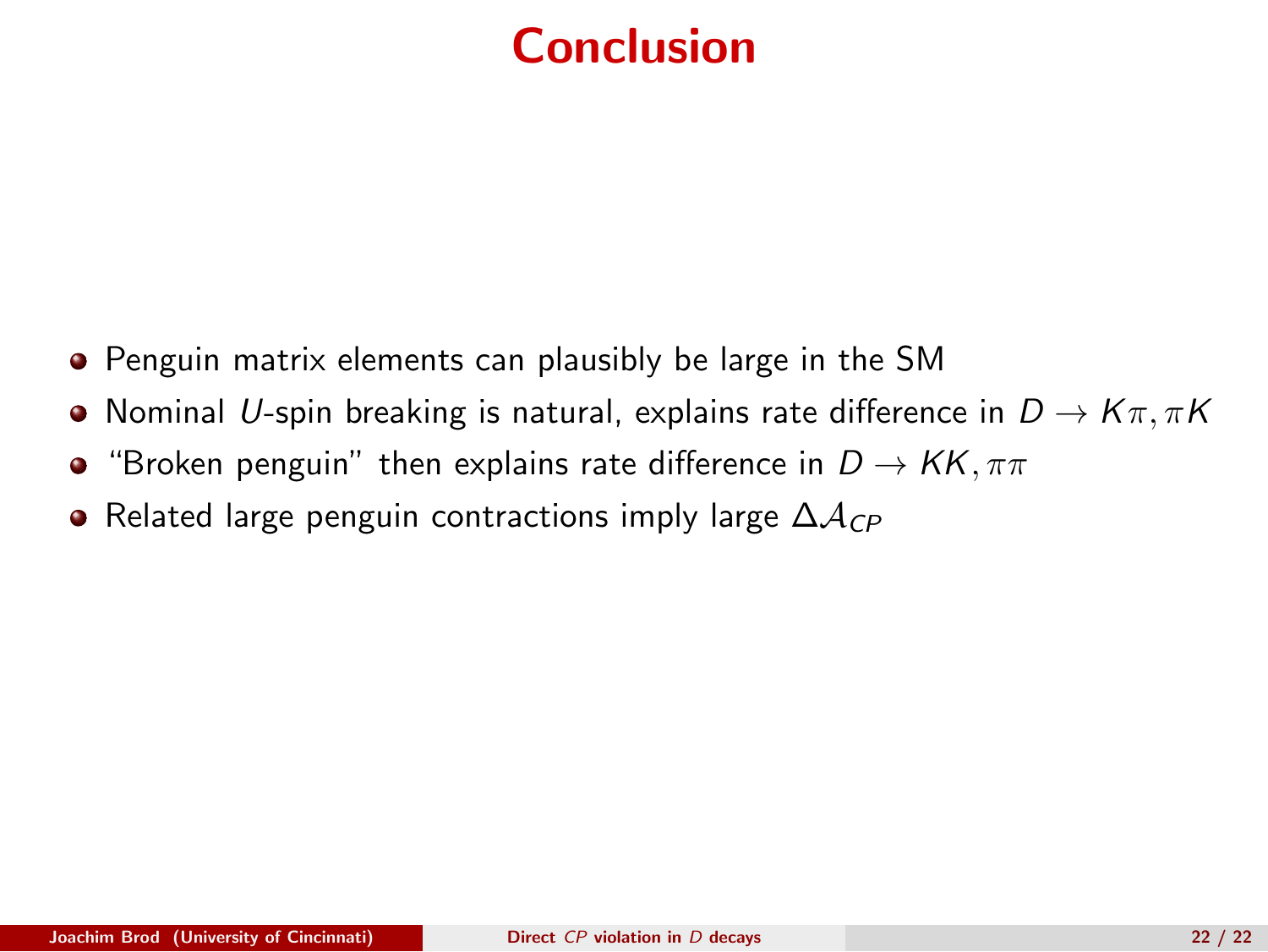# Conclusion

- Penguin matrix elements can plausibly be large in the SM
- Nominal $U$-spin breaking is natural, explains rate difference in $D \to K\pi, \pi K$
- "Broken penguin" then explains rate difference in $D \to KK, \pi\pi$
- Related large penguin contractions imply large $\Delta\mathcal{A}_{CP}$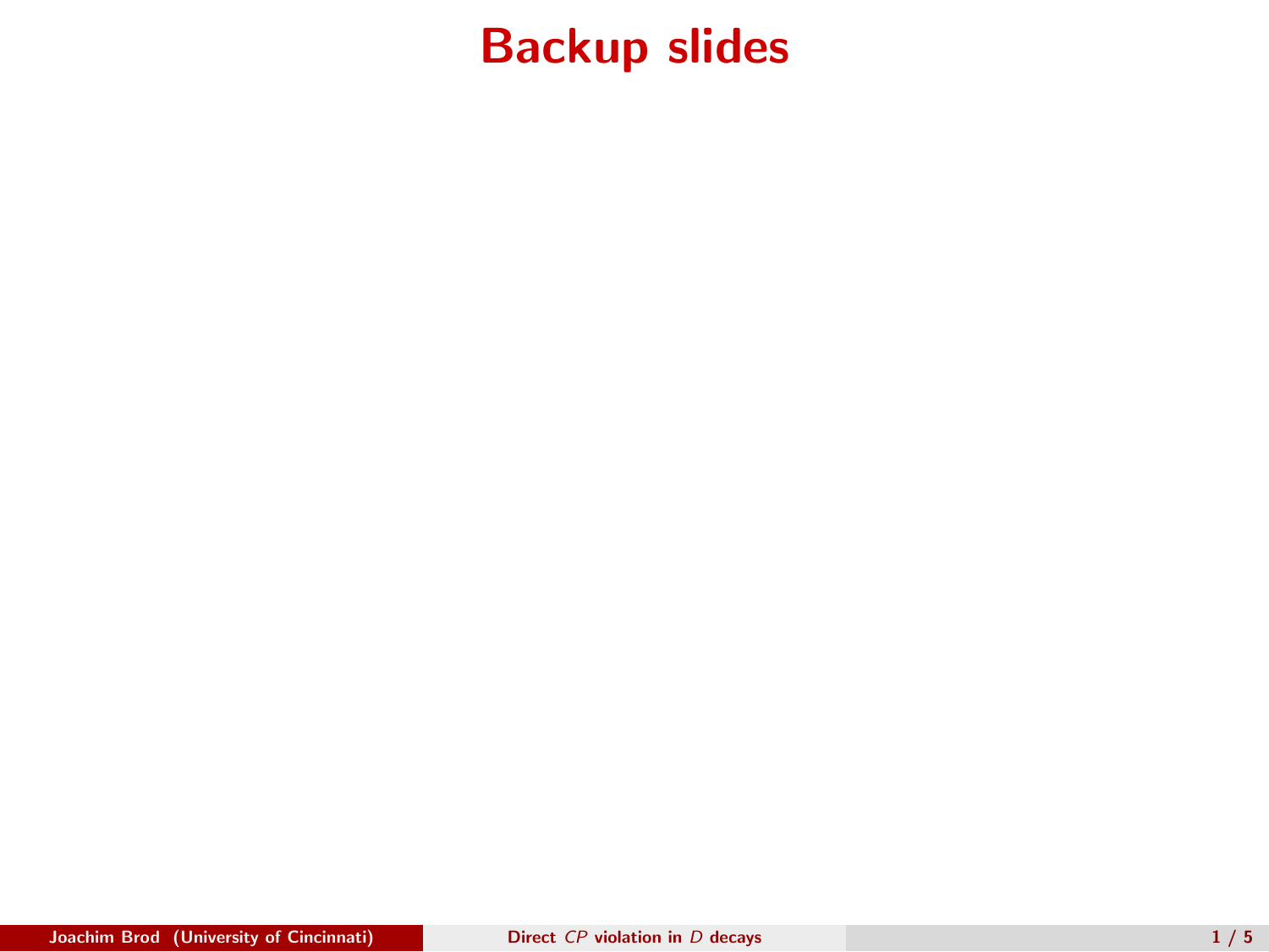# Backup slides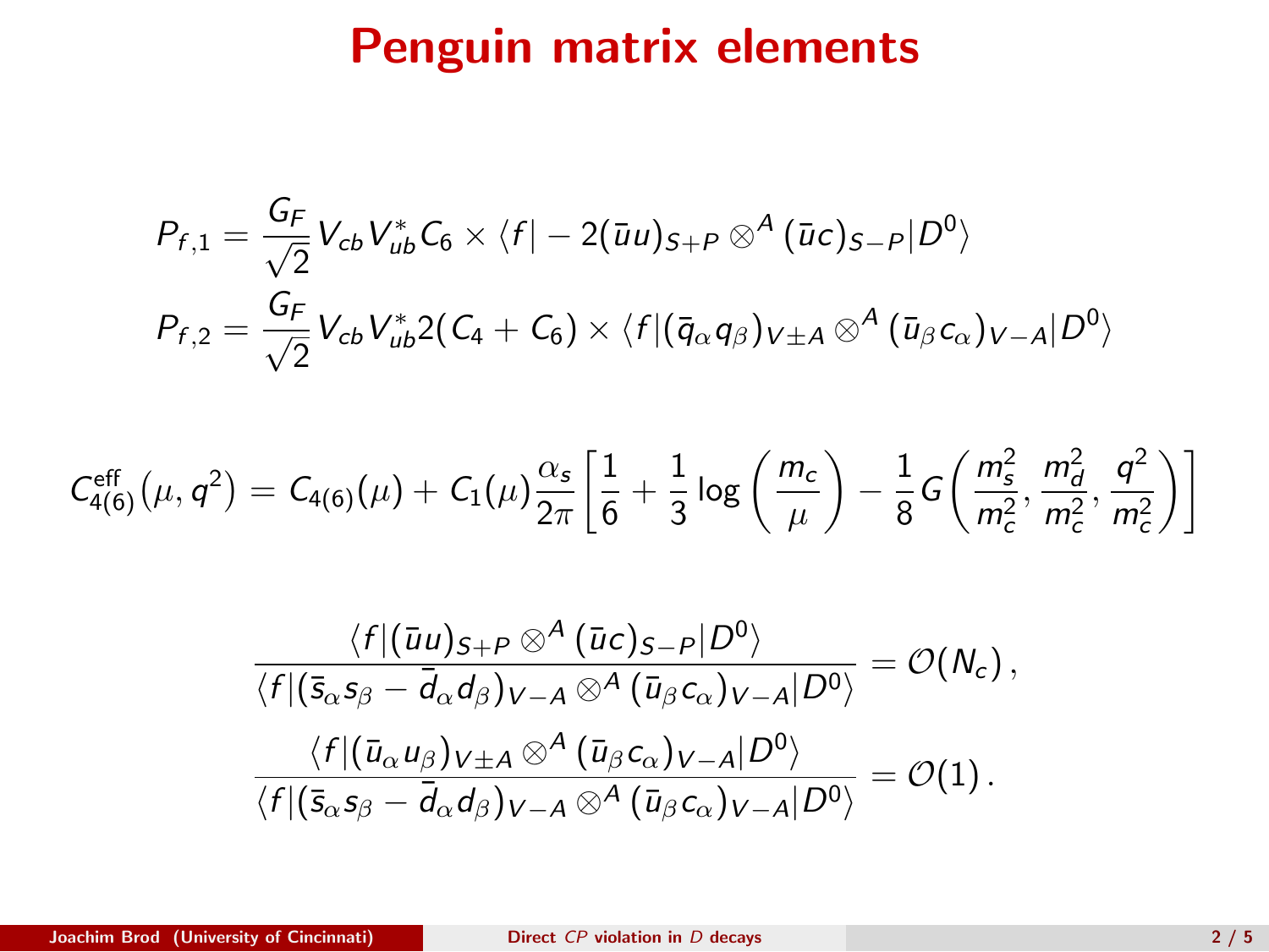# Penguin matrix elements

$$P_{f,1} = \frac{G_F}{\sqrt{2}} V_{cb} V_{ub}^* C_6 \times \langle f | -2(\bar{u}u)_{S+P} \otimes^A (\bar{u}c)_{S-P} | D^0 \rangle$$

$$P_{f,2} = \frac{G_F}{\sqrt{2}} V_{cb} V_{ub}^* 2(C_4 + C_6) \times \langle f | (\bar{q}_\alpha q_\beta)_{V\pm A} \otimes^A (\bar{u}_\beta c_\alpha)_{V-A} | D^0 \rangle$$

$$C_{4(6)}^{\text{eff}}(\mu, q^2) = C_{4(6)}(\mu) + C_1(\mu) \frac{\alpha_s}{2\pi} \left[ \frac{1}{6} + \frac{1}{3} \log\left(\frac{m_c}{\mu}\right) - \frac{1}{8} G\left(\frac{m_s^2}{m_c^2}, \frac{m_d^2}{m_c^2}, \frac{q^2}{m_c^2}\right) \right]$$

$$\frac{\langle f | (\bar{u}u)_{S+P} \otimes^A (\bar{u}c)_{S-P} | D^0 \rangle}{\langle f | (\bar{s}_\alpha s_\beta - \bar{d}_\alpha d_\beta)_{V-A} \otimes^A (\bar{u}_\beta c_\alpha)_{V-A} | D^0 \rangle} = \mathcal{O}(N_c) \,,$$

$$\frac{\langle f | (\bar{u}_\alpha u_\beta)_{V\pm A} \otimes^A (\bar{u}_\beta c_\alpha)_{V-A} | D^0 \rangle}{\langle f | (\bar{s}_\alpha s_\beta - \bar{d}_\alpha d_\beta)_{V-A} \otimes^A (\bar{u}_\beta c_\alpha)_{V-A} | D^0 \rangle} = \mathcal{O}(1) \,.$$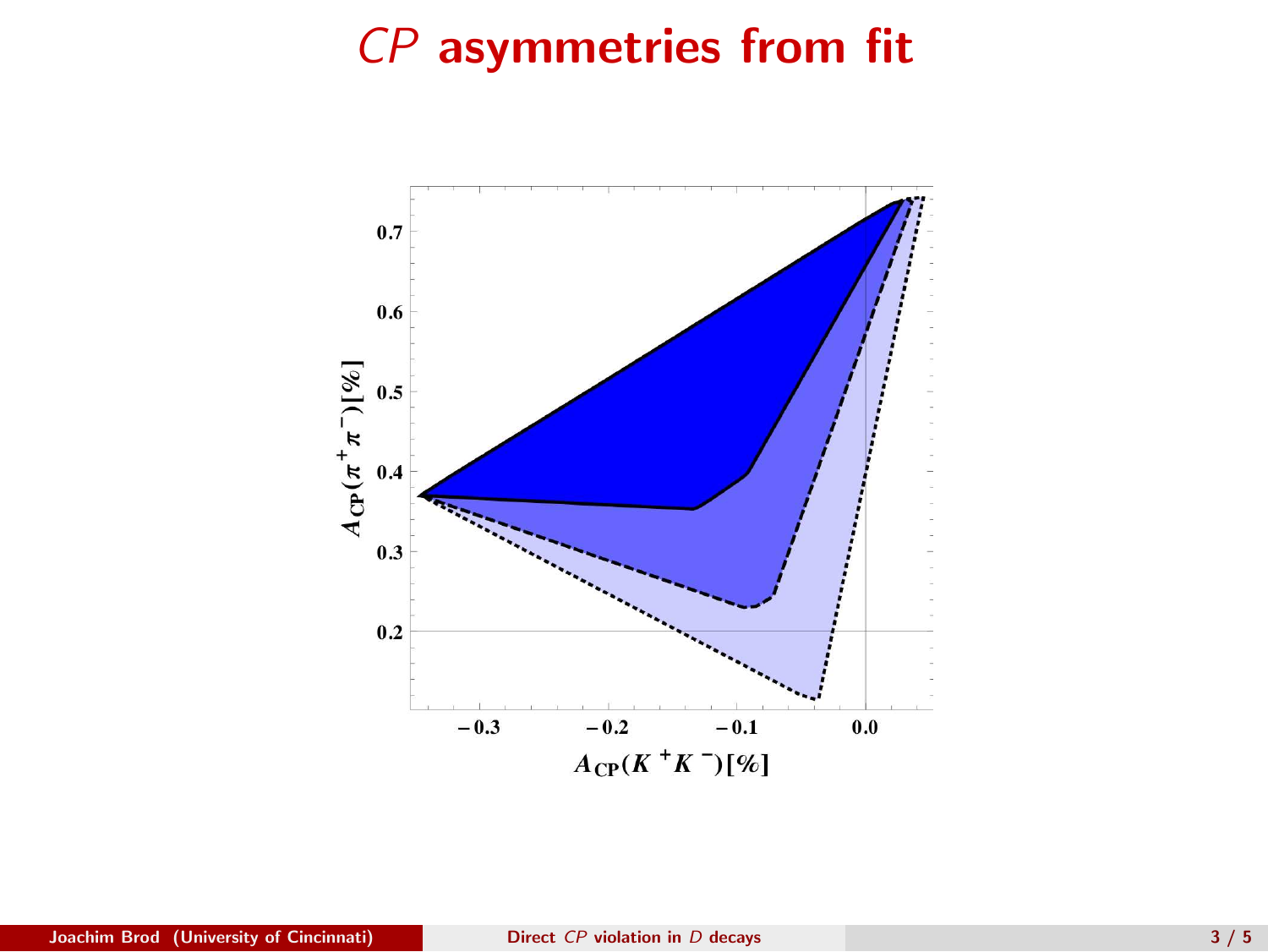# $CP$ asymmetries from fit

$A_{\rm CP}(\pi^+\pi^-)[\%]$

0.7

0.6

0.5

0.4

0.3

0.2

−0.3 −0.2 −0.1 0.0

$A_{\rm CP}(K^+K^-)[\%]$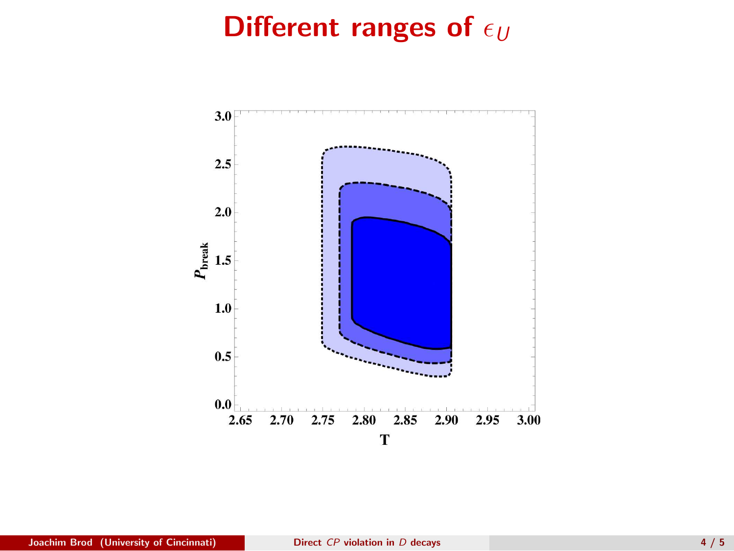# Different ranges of $\epsilon_U$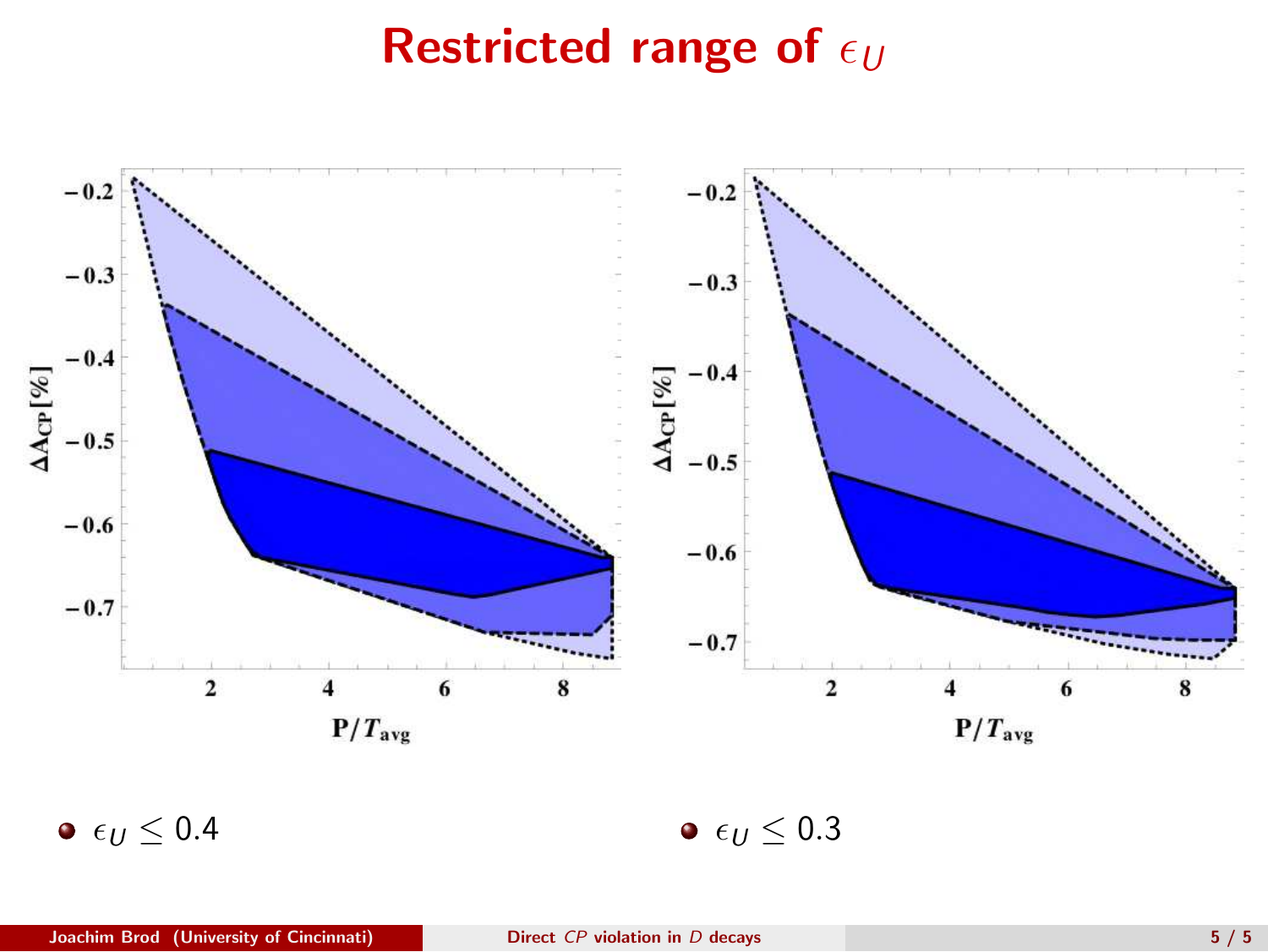# Restricted range of $\epsilon_U$

$-0.2$
$-0.3$
$-0.4$
$-0.5$
$-0.6$
$-0.7$
$\Delta A_{CP}[\%]$
2
4
6
8
$P/T_{avg}$

$-0.2$
$-0.3$
$-0.4$
$-0.5$
$-0.6$
$-0.7$
$\Delta A_{CP}[\%]$
2
4
6
8
$P/T_{avg}$

- $\epsilon_U \leq 0.4$
- $\epsilon_U \leq 0.3$